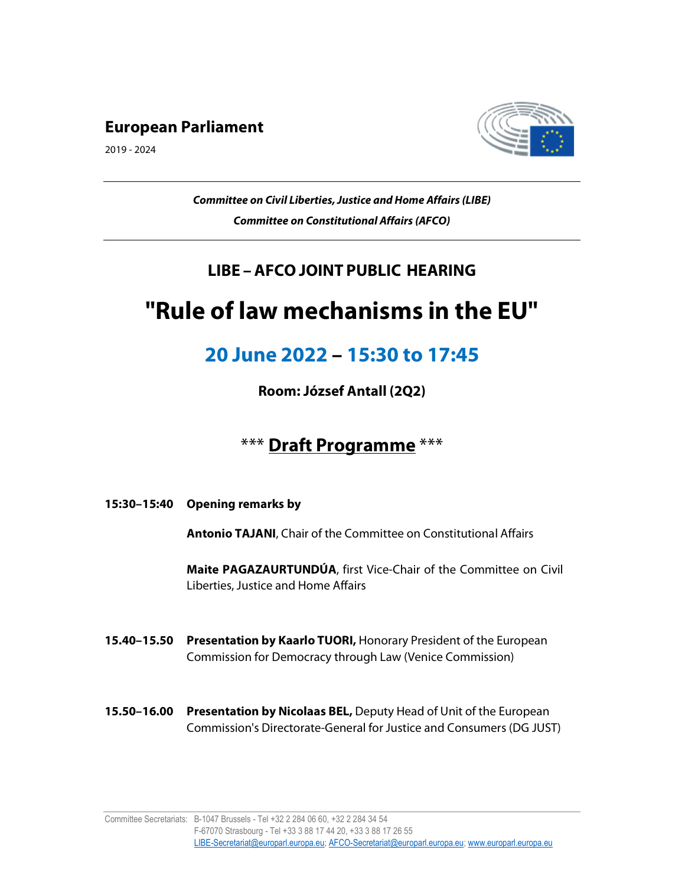**European Parliament**

2019 - 2024

***Committee on Civil Liberties, Justice and Home Affairs (LIBE)***

***Committee on Constitutional Affairs (AFCO)***

## LIBE – AFCO JOINT PUBLIC HEARING

# "Rule of law mechanisms in the EU"

## 20 June 2022 – 15:30 to 17:45

**Room: József Antall (2Q2)**

## *** Draft Programme ***

**15:30–15:40 Opening remarks by**

**Antonio TAJANI**, Chair of the Committee on Constitutional Affairs

**Maite PAGAZAURTUNDÚA**, first Vice-Chair of the Committee on Civil Liberties, Justice and Home Affairs

**15.40–15.50 Presentation by Kaarlo TUORI,** Honorary President of the European Commission for Democracy through Law (Venice Commission)

**15.50–16.00 Presentation by Nicolaas BEL,** Deputy Head of Unit of the European Commission's Directorate-General for Justice and Consumers (DG JUST)

Committee Secretariats: B-1047 Brussels - Tel +32 2 284 06 60, +32 2 284 34 54
F-67070 Strasbourg - Tel +33 3 88 17 44 20, +33 3 88 17 26 55
LIBE-Secretariat@europarl.europa.eu; AFCO-Secretariat@europarl.europa.eu; www.europarl.europa.eu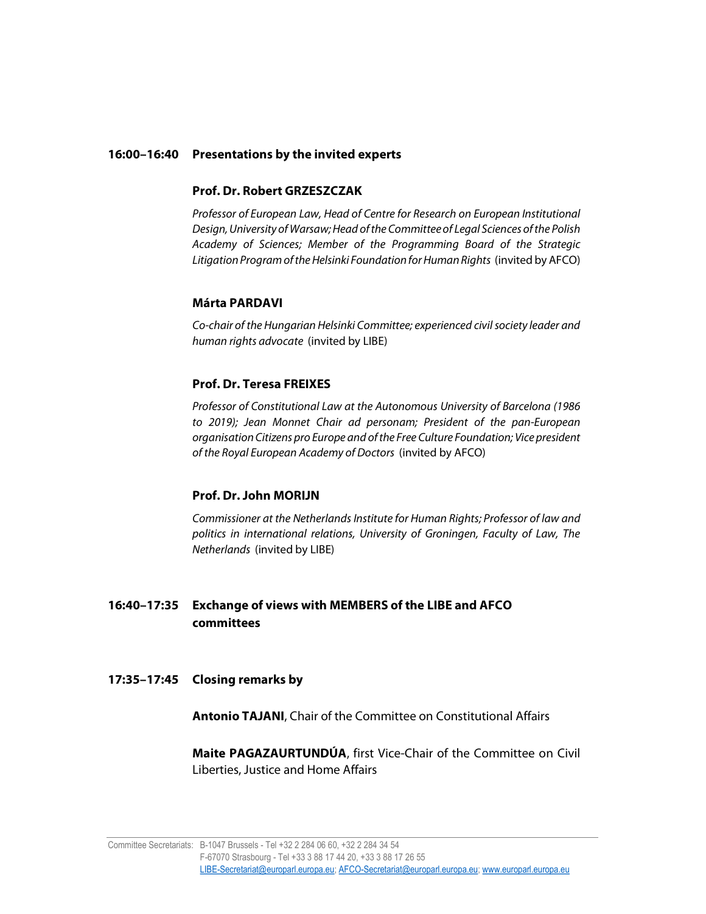**16:00–16:40 Presentations by the invited experts**

**Prof. Dr. Robert GRZESZCZAK**

*Professor of European Law, Head of Centre for Research on European Institutional Design, University of Warsaw; Head of the Committee of Legal Sciences of the Polish Academy of Sciences; Member of the Programming Board of the Strategic Litigation Program of the Helsinki Foundation for Human Rights* (invited by AFCO)

**Márta PARDAVI**

*Co-chair of the Hungarian Helsinki Committee; experienced civil society leader and human rights advocate* (invited by LIBE)

**Prof. Dr. Teresa FREIXES**

*Professor of Constitutional Law at the Autonomous University of Barcelona (1986 to 2019); Jean Monnet Chair ad personam; President of the pan-European organisation Citizens pro Europe and of the Free Culture Foundation; Vice president of the Royal European Academy of Doctors* (invited by AFCO)

**Prof. Dr. John MORIJN**

*Commissioner at the Netherlands Institute for Human Rights; Professor of law and politics in international relations, University of Groningen, Faculty of Law, The Netherlands* (invited by LIBE)

**16:40–17:35 Exchange of views with MEMBERS of the LIBE and AFCO committees**

**17:35–17:45 Closing remarks by**

**Antonio TAJANI**, Chair of the Committee on Constitutional Affairs

**Maite PAGAZAURTUNDÚA**, first Vice-Chair of the Committee on Civil Liberties, Justice and Home Affairs

Committee Secretariats: B-1047 Brussels - Tel +32 2 284 06 60, +32 2 284 34 54
F-67070 Strasbourg - Tel +33 3 88 17 44 20, +33 3 88 17 26 55
LIBE-Secretariat@europarl.europa.eu; AFCO-Secretariat@europarl.europa.eu; www.europarl.europa.eu